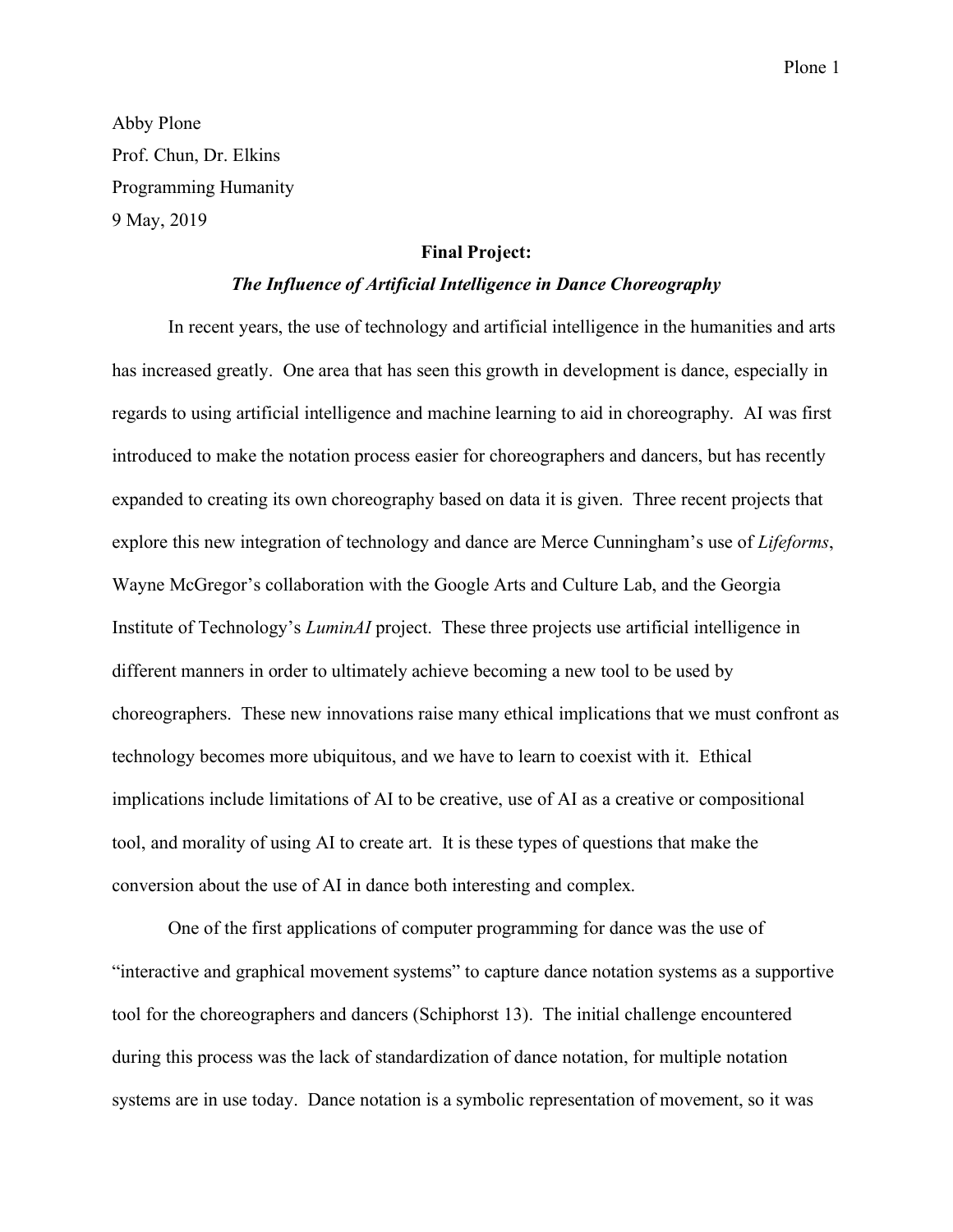Abby Plone
Prof. Chun, Dr. Elkins
Programming Humanity
9 May, 2019

**Final Project:**

***The Influence of Artificial Intelligence in Dance Choreography***

In recent years, the use of technology and artificial intelligence in the humanities and arts has increased greatly. One area that has seen this growth in development is dance, especially in regards to using artificial intelligence and machine learning to aid in choreography. AI was first introduced to make the notation process easier for choreographers and dancers, but has recently expanded to creating its own choreography based on data it is given. Three recent projects that explore this new integration of technology and dance are Merce Cunningham's use of *Lifeforms*, Wayne McGregor's collaboration with the Google Arts and Culture Lab, and the Georgia Institute of Technology's *LuminAI* project. These three projects use artificial intelligence in different manners in order to ultimately achieve becoming a new tool to be used by choreographers. These new innovations raise many ethical implications that we must confront as technology becomes more ubiquitous, and we have to learn to coexist with it. Ethical implications include limitations of AI to be creative, use of AI as a creative or compositional tool, and morality of using AI to create art. It is these types of questions that make the conversion about the use of AI in dance both interesting and complex.

One of the first applications of computer programming for dance was the use of "interactive and graphical movement systems" to capture dance notation systems as a supportive tool for the choreographers and dancers (Schiphorst 13). The initial challenge encountered during this process was the lack of standardization of dance notation, for multiple notation systems are in use today. Dance notation is a symbolic representation of movement, so it was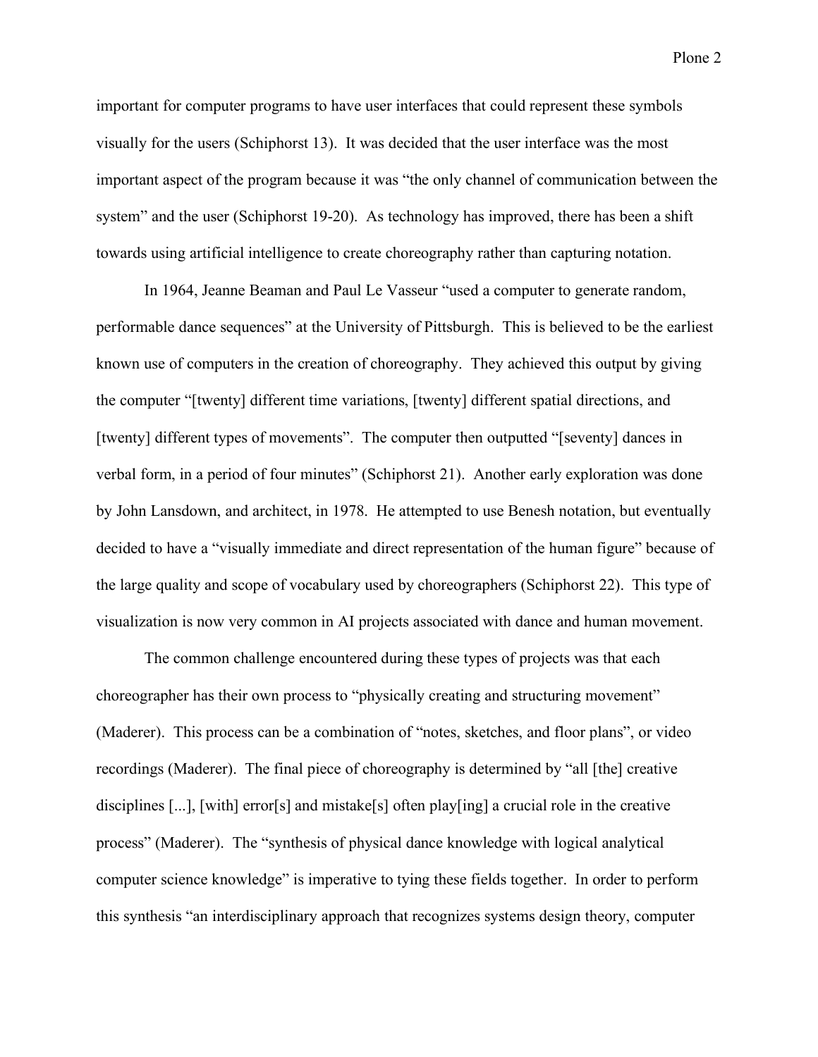important for computer programs to have user interfaces that could represent these symbols visually for the users (Schiphorst 13). It was decided that the user interface was the most important aspect of the program because it was "the only channel of communication between the system" and the user (Schiphorst 19-20). As technology has improved, there has been a shift towards using artificial intelligence to create choreography rather than capturing notation.

In 1964, Jeanne Beaman and Paul Le Vasseur "used a computer to generate random, performable dance sequences" at the University of Pittsburgh. This is believed to be the earliest known use of computers in the creation of choreography. They achieved this output by giving the computer "[twenty] different time variations, [twenty] different spatial directions, and [twenty] different types of movements". The computer then outputted "[seventy] dances in verbal form, in a period of four minutes" (Schiphorst 21). Another early exploration was done by John Lansdown, and architect, in 1978. He attempted to use Benesh notation, but eventually decided to have a "visually immediate and direct representation of the human figure" because of the large quality and scope of vocabulary used by choreographers (Schiphorst 22). This type of visualization is now very common in AI projects associated with dance and human movement.

The common challenge encountered during these types of projects was that each choreographer has their own process to "physically creating and structuring movement" (Maderer). This process can be a combination of "notes, sketches, and floor plans", or video recordings (Maderer). The final piece of choreography is determined by "all [the] creative disciplines [...], [with] error[s] and mistake[s] often play[ing] a crucial role in the creative process" (Maderer). The "synthesis of physical dance knowledge with logical analytical computer science knowledge" is imperative to tying these fields together. In order to perform this synthesis "an interdisciplinary approach that recognizes systems design theory, computer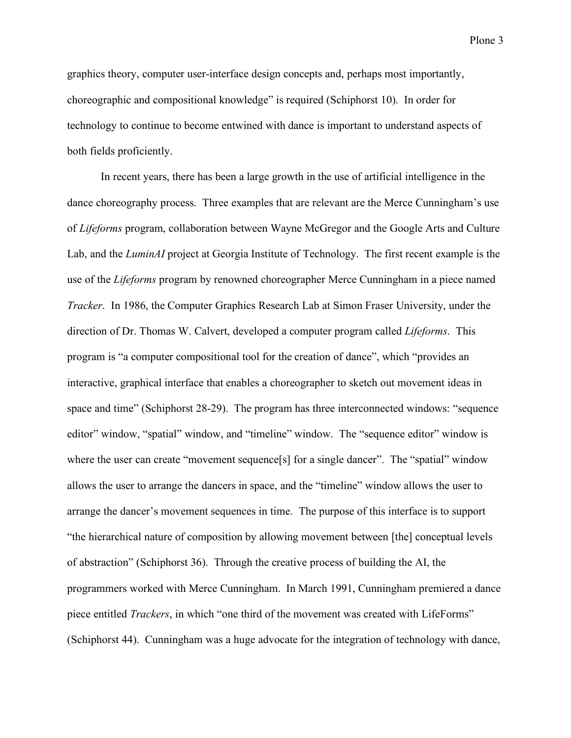graphics theory, computer user-interface design concepts and, perhaps most importantly, choreographic and compositional knowledge" is required (Schiphorst 10). In order for technology to continue to become entwined with dance is important to understand aspects of both fields proficiently.

In recent years, there has been a large growth in the use of artificial intelligence in the dance choreography process. Three examples that are relevant are the Merce Cunningham's use of *Lifeforms* program, collaboration between Wayne McGregor and the Google Arts and Culture Lab, and the *LuminAI* project at Georgia Institute of Technology. The first recent example is the use of the *Lifeforms* program by renowned choreographer Merce Cunningham in a piece named *Tracker*. In 1986, the Computer Graphics Research Lab at Simon Fraser University, under the direction of Dr. Thomas W. Calvert, developed a computer program called *Lifeforms*. This program is "a computer compositional tool for the creation of dance", which "provides an interactive, graphical interface that enables a choreographer to sketch out movement ideas in space and time" (Schiphorst 28-29). The program has three interconnected windows: "sequence editor" window, "spatial" window, and "timeline" window. The "sequence editor" window is where the user can create "movement sequence[s] for a single dancer". The "spatial" window allows the user to arrange the dancers in space, and the "timeline" window allows the user to arrange the dancer's movement sequences in time. The purpose of this interface is to support "the hierarchical nature of composition by allowing movement between [the] conceptual levels of abstraction" (Schiphorst 36). Through the creative process of building the AI, the programmers worked with Merce Cunningham. In March 1991, Cunningham premiered a dance piece entitled *Trackers*, in which "one third of the movement was created with LifeForms" (Schiphorst 44). Cunningham was a huge advocate for the integration of technology with dance,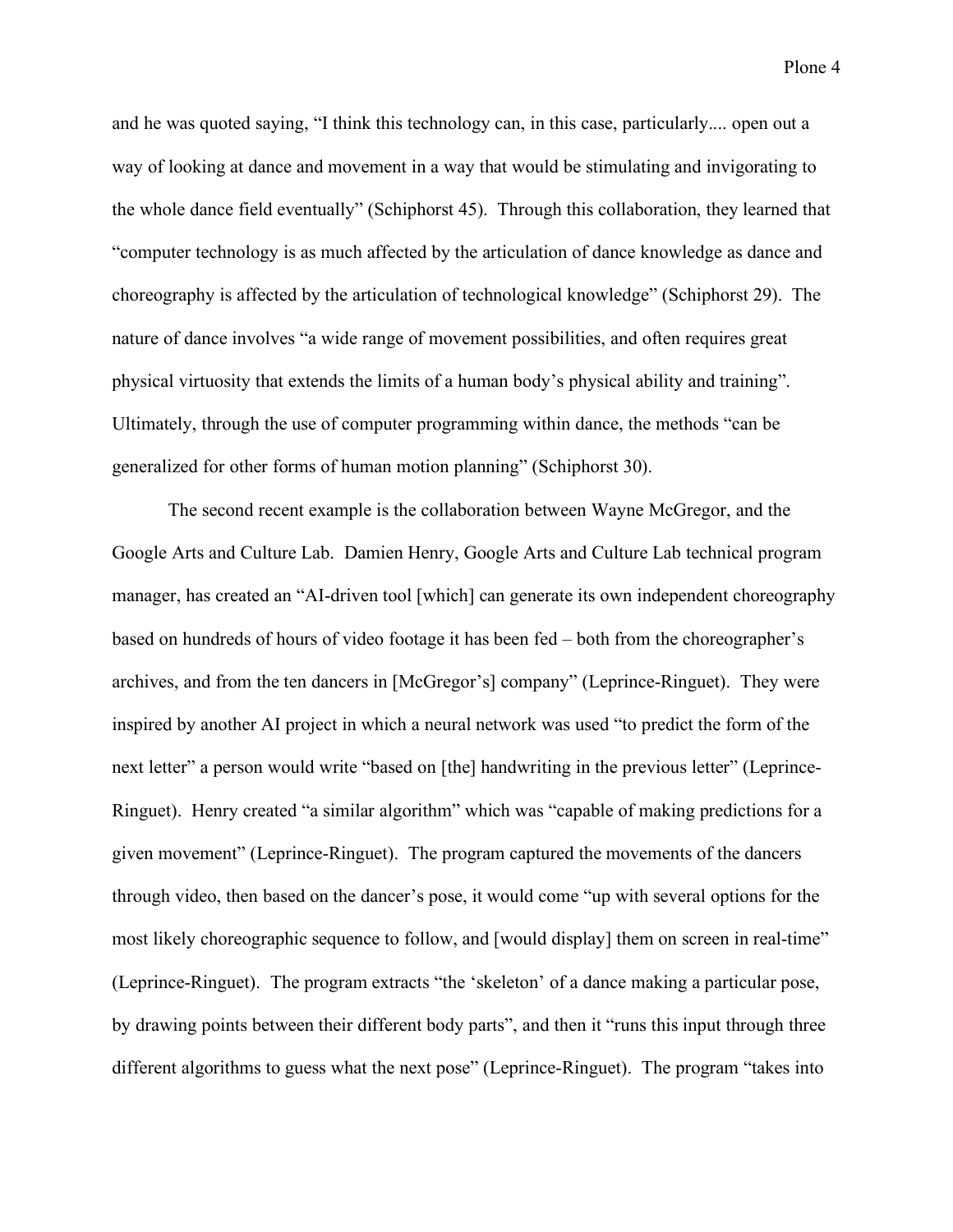and he was quoted saying, "I think this technology can, in this case, particularly.... open out a way of looking at dance and movement in a way that would be stimulating and invigorating to the whole dance field eventually" (Schiphorst 45). Through this collaboration, they learned that "computer technology is as much affected by the articulation of dance knowledge as dance and choreography is affected by the articulation of technological knowledge" (Schiphorst 29). The nature of dance involves "a wide range of movement possibilities, and often requires great physical virtuosity that extends the limits of a human body's physical ability and training". Ultimately, through the use of computer programming within dance, the methods "can be generalized for other forms of human motion planning" (Schiphorst 30).

The second recent example is the collaboration between Wayne McGregor, and the Google Arts and Culture Lab. Damien Henry, Google Arts and Culture Lab technical program manager, has created an "AI-driven tool [which] can generate its own independent choreography based on hundreds of hours of video footage it has been fed – both from the choreographer's archives, and from the ten dancers in [McGregor's] company" (Leprince-Ringuet). They were inspired by another AI project in which a neural network was used "to predict the form of the next letter" a person would write "based on [the] handwriting in the previous letter" (Leprince-Ringuet). Henry created "a similar algorithm" which was "capable of making predictions for a given movement" (Leprince-Ringuet). The program captured the movements of the dancers through video, then based on the dancer's pose, it would come "up with several options for the most likely choreographic sequence to follow, and [would display] them on screen in real-time" (Leprince-Ringuet). The program extracts "the 'skeleton' of a dance making a particular pose, by drawing points between their different body parts", and then it "runs this input through three different algorithms to guess what the next pose" (Leprince-Ringuet). The program "takes into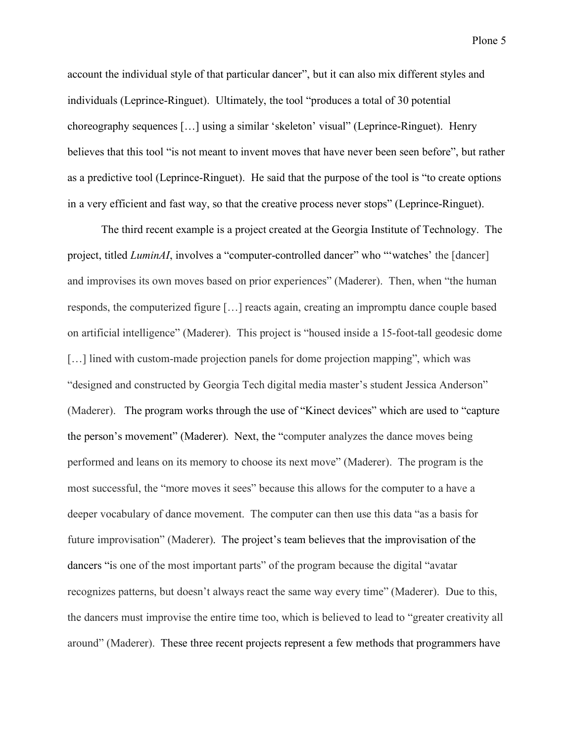account the individual style of that particular dancer", but it can also mix different styles and individuals (Leprince-Ringuet). Ultimately, the tool "produces a total of 30 potential choreography sequences […] using a similar 'skeleton' visual" (Leprince-Ringuet). Henry believes that this tool "is not meant to invent moves that have never been seen before", but rather as a predictive tool (Leprince-Ringuet). He said that the purpose of the tool is "to create options in a very efficient and fast way, so that the creative process never stops" (Leprince-Ringuet).

The third recent example is a project created at the Georgia Institute of Technology. The project, titled *LuminAI*, involves a "computer-controlled dancer" who "'watches' the [dancer] and improvises its own moves based on prior experiences" (Maderer). Then, when "the human responds, the computerized figure […] reacts again, creating an impromptu dance couple based on artificial intelligence" (Maderer). This project is "housed inside a 15-foot-tall geodesic dome […] lined with custom-made projection panels for dome projection mapping", which was "designed and constructed by Georgia Tech digital media master's student Jessica Anderson" (Maderer). The program works through the use of "Kinect devices" which are used to "capture the person's movement" (Maderer). Next, the "computer analyzes the dance moves being performed and leans on its memory to choose its next move" (Maderer). The program is the most successful, the "more moves it sees" because this allows for the computer to a have a deeper vocabulary of dance movement. The computer can then use this data "as a basis for future improvisation" (Maderer). The project's team believes that the improvisation of the dancers "is one of the most important parts" of the program because the digital "avatar recognizes patterns, but doesn't always react the same way every time" (Maderer). Due to this, the dancers must improvise the entire time too, which is believed to lead to "greater creativity all around" (Maderer). These three recent projects represent a few methods that programmers have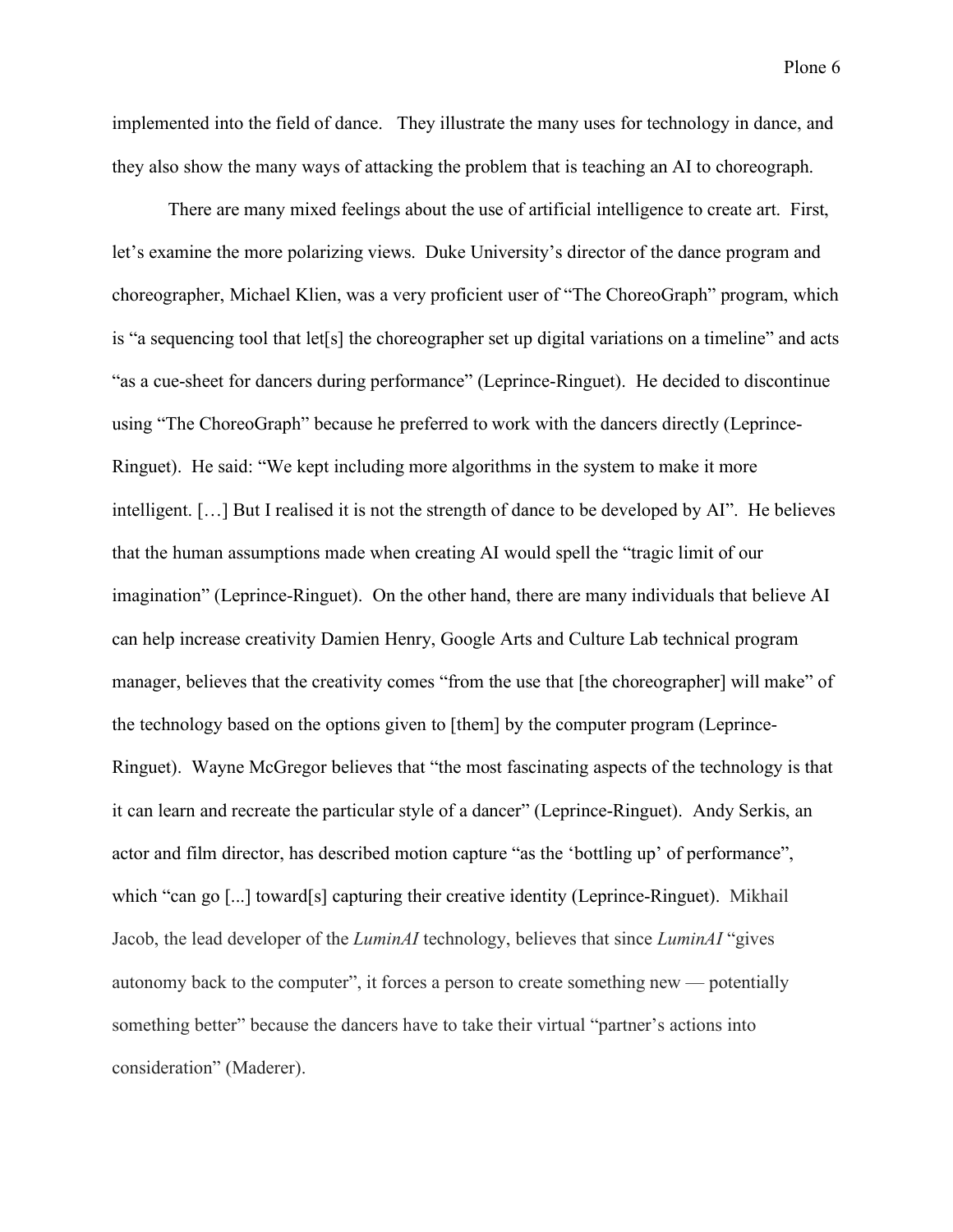implemented into the field of dance. They illustrate the many uses for technology in dance, and they also show the many ways of attacking the problem that is teaching an AI to choreograph.

There are many mixed feelings about the use of artificial intelligence to create art. First, let's examine the more polarizing views. Duke University's director of the dance program and choreographer, Michael Klien, was a very proficient user of "The ChoreoGraph" program, which is "a sequencing tool that let[s] the choreographer set up digital variations on a timeline" and acts "as a cue-sheet for dancers during performance" (Leprince-Ringuet). He decided to discontinue using "The ChoreoGraph" because he preferred to work with the dancers directly (Leprince-Ringuet). He said: "We kept including more algorithms in the system to make it more intelligent. […] But I realised it is not the strength of dance to be developed by AI". He believes that the human assumptions made when creating AI would spell the "tragic limit of our imagination" (Leprince-Ringuet). On the other hand, there are many individuals that believe AI can help increase creativity Damien Henry, Google Arts and Culture Lab technical program manager, believes that the creativity comes "from the use that [the choreographer] will make" of the technology based on the options given to [them] by the computer program (Leprince-Ringuet). Wayne McGregor believes that "the most fascinating aspects of the technology is that it can learn and recreate the particular style of a dancer" (Leprince-Ringuet). Andy Serkis, an actor and film director, has described motion capture "as the 'bottling up' of performance", which "can go [...] toward[s] capturing their creative identity (Leprince-Ringuet). Mikhail Jacob, the lead developer of the *LuminAI* technology, believes that since *LuminAI* "gives autonomy back to the computer", it forces a person to create something new — potentially something better" because the dancers have to take their virtual "partner's actions into consideration" (Maderer).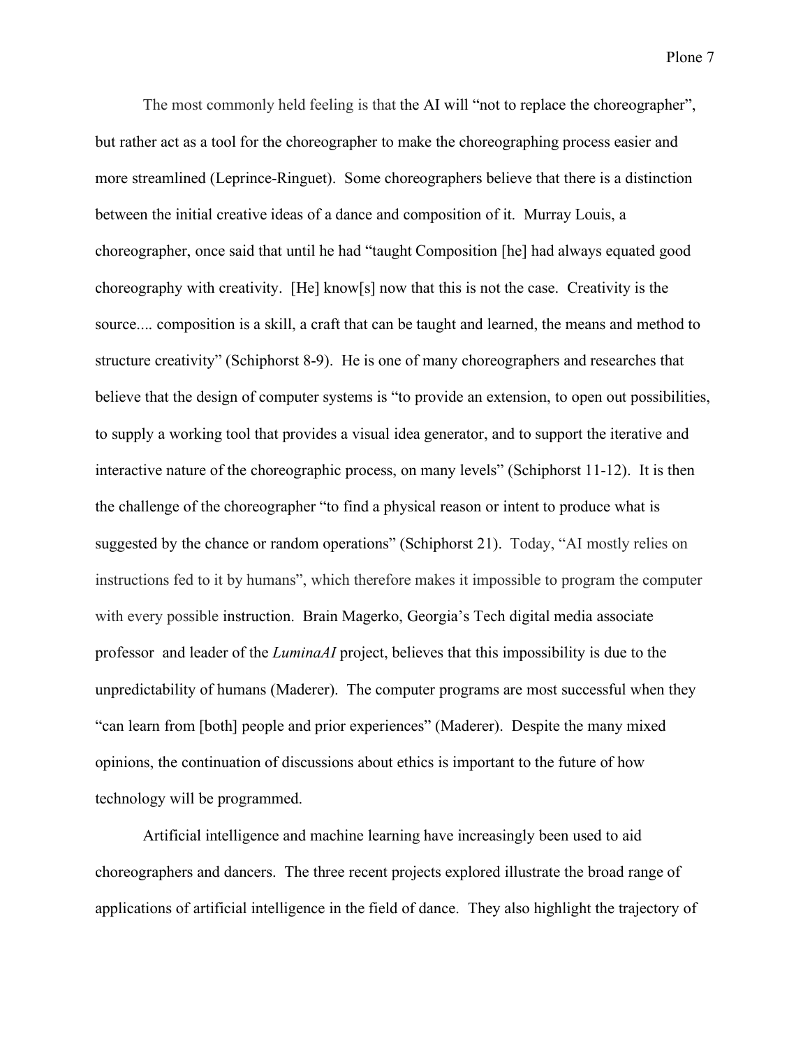The most commonly held feeling is that the AI will "not to replace the choreographer", but rather act as a tool for the choreographer to make the choreographing process easier and more streamlined (Leprince-Ringuet). Some choreographers believe that there is a distinction between the initial creative ideas of a dance and composition of it. Murray Louis, a choreographer, once said that until he had "taught Composition [he] had always equated good choreography with creativity. [He] know[s] now that this is not the case. Creativity is the source.... composition is a skill, a craft that can be taught and learned, the means and method to structure creativity" (Schiphorst 8-9). He is one of many choreographers and researches that believe that the design of computer systems is "to provide an extension, to open out possibilities, to supply a working tool that provides a visual idea generator, and to support the iterative and interactive nature of the choreographic process, on many levels" (Schiphorst 11-12). It is then the challenge of the choreographer "to find a physical reason or intent to produce what is suggested by the chance or random operations" (Schiphorst 21). Today, "AI mostly relies on instructions fed to it by humans", which therefore makes it impossible to program the computer with every possible instruction. Brain Magerko, Georgia's Tech digital media associate professor and leader of the *LuminaAI* project, believes that this impossibility is due to the unpredictability of humans (Maderer). The computer programs are most successful when they "can learn from [both] people and prior experiences" (Maderer). Despite the many mixed opinions, the continuation of discussions about ethics is important to the future of how technology will be programmed.

Artificial intelligence and machine learning have increasingly been used to aid choreographers and dancers. The three recent projects explored illustrate the broad range of applications of artificial intelligence in the field of dance. They also highlight the trajectory of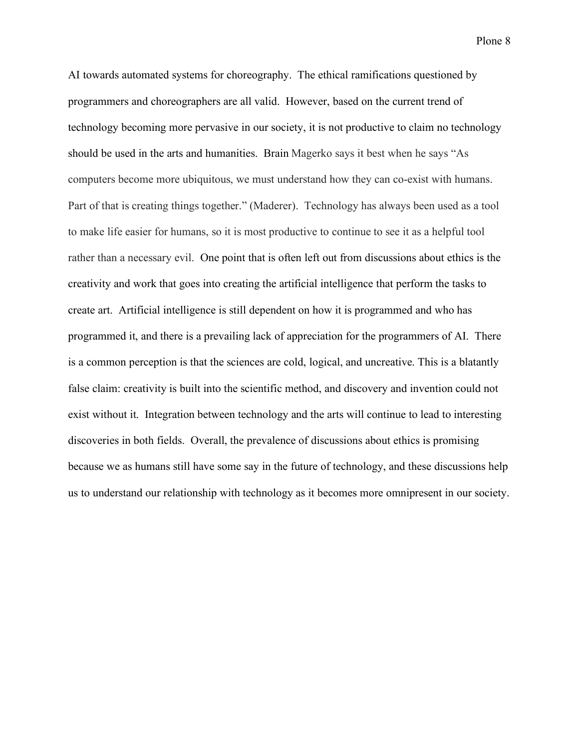AI towards automated systems for choreography. The ethical ramifications questioned by programmers and choreographers are all valid. However, based on the current trend of technology becoming more pervasive in our society, it is not productive to claim no technology should be used in the arts and humanities. Brain Magerko says it best when he says "As computers become more ubiquitous, we must understand how they can co-exist with humans. Part of that is creating things together." (Maderer). Technology has always been used as a tool to make life easier for humans, so it is most productive to continue to see it as a helpful tool rather than a necessary evil. One point that is often left out from discussions about ethics is the creativity and work that goes into creating the artificial intelligence that perform the tasks to create art. Artificial intelligence is still dependent on how it is programmed and who has programmed it, and there is a prevailing lack of appreciation for the programmers of AI. There is a common perception is that the sciences are cold, logical, and uncreative. This is a blatantly false claim: creativity is built into the scientific method, and discovery and invention could not exist without it. Integration between technology and the arts will continue to lead to interesting discoveries in both fields. Overall, the prevalence of discussions about ethics is promising because we as humans still have some say in the future of technology, and these discussions help us to understand our relationship with technology as it becomes more omnipresent in our society.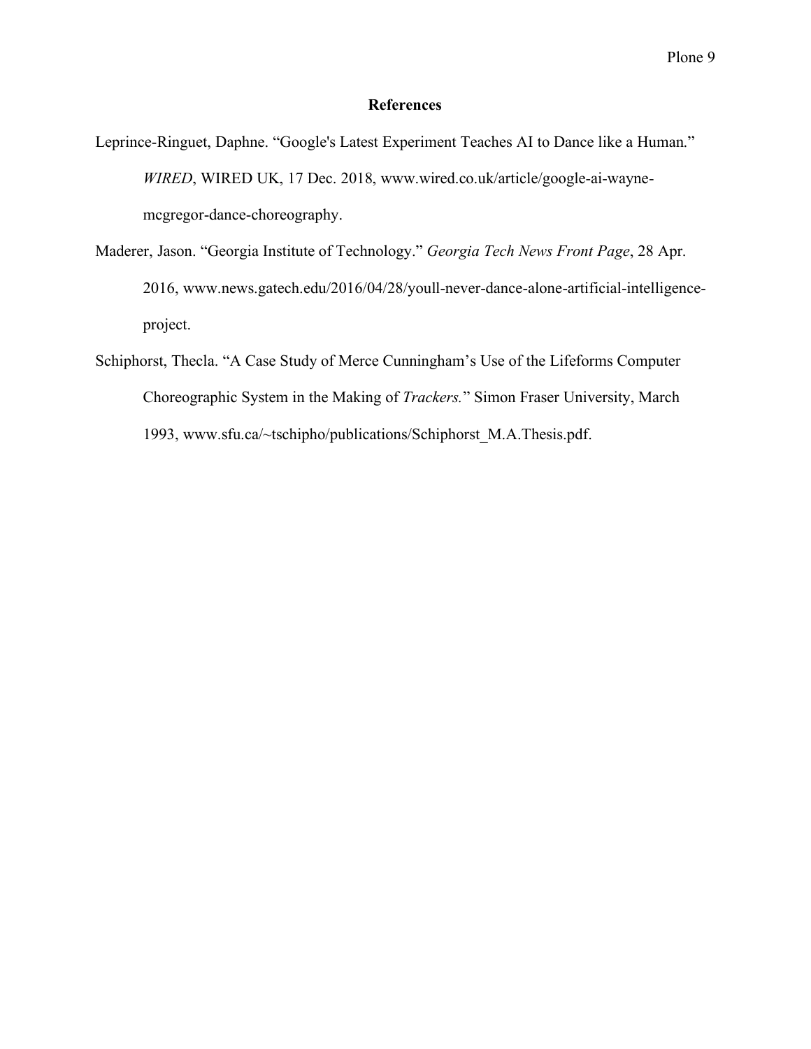## References

Leprince-Ringuet, Daphne. "Google's Latest Experiment Teaches AI to Dance like a Human." *WIRED*, WIRED UK, 17 Dec. 2018, www.wired.co.uk/article/google-ai-wayne-mcgregor-dance-choreography.

Maderer, Jason. "Georgia Institute of Technology." *Georgia Tech News Front Page*, 28 Apr. 2016, www.news.gatech.edu/2016/04/28/youll-never-dance-alone-artificial-intelligence-project.

Schiphorst, Thecla. "A Case Study of Merce Cunningham's Use of the Lifeforms Computer Choreographic System in the Making of *Trackers.*" Simon Fraser University, March 1993, www.sfu.ca/~tschipho/publications/Schiphorst_M.A.Thesis.pdf.